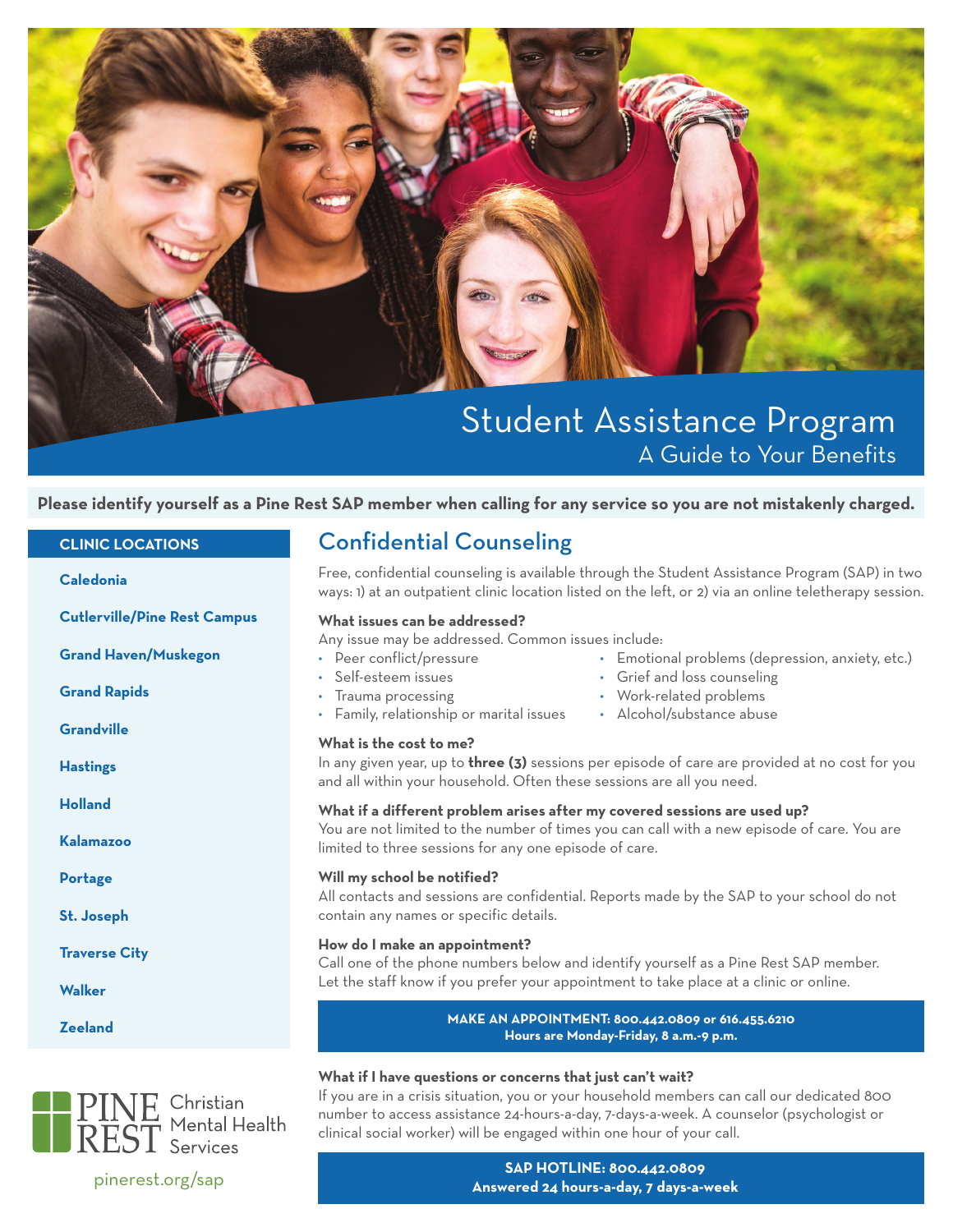# Student Assistance Program

## A Guide to Your Benefits

**Please identify yourself as a Pine Rest SAP member when calling for any service so you are not mistakenly charged.**

### CLINIC LOCATIONS

- **Caledonia**
- **Cutlerville/Pine Rest Campus**
- **Grand Haven/Muskegon**
- **Grand Rapids**
- **Grandville**
- **Hastings**
- **Holland**
- **Kalamazoo**
- **Portage**
- **St. Joseph**
- **Traverse City**
- **Walker**
- **Zeeland**

PINE REST Christian Mental Health Services

pinerest.org/sap

## Confidential Counseling

Free, confidential counseling is available through the Student Assistance Program (SAP) in two ways: 1) at an outpatient clinic location listed on the left, or 2) via an online teletherapy session.

**What issues can be addressed?**

Any issue may be addressed. Common issues include:

- Peer conflict/pressure
- Self-esteem issues
- Trauma processing
- Family, relationship or marital issues
- Emotional problems (depression, anxiety, etc.)
- Grief and loss counseling
- Work-related problems
- Alcohol/substance abuse

**What is the cost to me?**

In any given year, up to **three (3)** sessions per episode of care are provided at no cost for you and all within your household. Often these sessions are all you need.

**What if a different problem arises after my covered sessions are used up?**

You are not limited to the number of times you can call with a new episode of care. You are limited to three sessions for any one episode of care.

**Will my school be notified?**

All contacts and sessions are confidential. Reports made by the SAP to your school do not contain any names or specific details.

**How do I make an appointment?**

Call one of the phone numbers below and identify yourself as a Pine Rest SAP member. Let the staff know if you prefer your appointment to take place at a clinic or online.

**MAKE AN APPOINTMENT: 800.442.0809 or 616.455.6210**
**Hours are Monday-Friday, 8 a.m.-9 p.m.**

**What if I have questions or concerns that just can't wait?**

If you are in a crisis situation, you or your household members can call our dedicated 800 number to access assistance 24-hours-a-day, 7-days-a-week. A counselor (psychologist or clinical social worker) will be engaged within one hour of your call.

**SAP HOTLINE: 800.442.0809**
**Answered 24 hours-a-day, 7 days-a-week**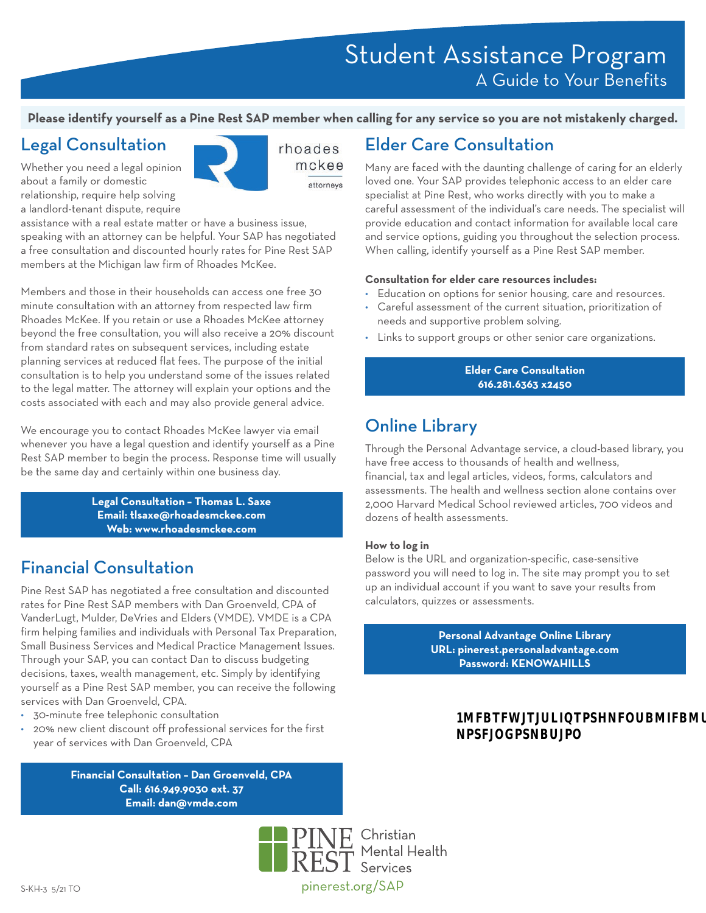# Student Assistance Program

## A Guide to Your Benefits

**Please identify yourself as a Pine Rest SAP member when calling for any service so you are not mistakenly charged.**

## Legal Consultation

rhoades mckee attorneys

Whether you need a legal opinion about a family or domestic relationship, require help solving a landlord-tenant dispute, require assistance with a real estate matter or have a business issue, speaking with an attorney can be helpful. Your SAP has negotiated a free consultation and discounted hourly rates for Pine Rest SAP members at the Michigan law firm of Rhoades McKee.

Members and those in their households can access one free 30 minute consultation with an attorney from respected law firm Rhoades McKee. If you retain or use a Rhoades McKee attorney beyond the free consultation, you will also receive a 20% discount from standard rates on subsequent services, including estate planning services at reduced flat fees. The purpose of the initial consultation is to help you understand some of the issues related to the legal matter. The attorney will explain your options and the costs associated with each and may also provide general advice.

We encourage you to contact Rhoades McKee lawyer via email whenever you have a legal question and identify yourself as a Pine Rest SAP member to begin the process. Response time will usually be the same day and certainly within one business day.

**Legal Consultation – Thomas L. Saxe**
**Email: tlsaxe@rhoadesmckee.com**
**Web: www.rhoadesmckee.com**

## Financial Consultation

Pine Rest SAP has negotiated a free consultation and discounted rates for Pine Rest SAP members with Dan Groenveld, CPA of VanderLugt, Mulder, DeVries and Elders (VMDE). VMDE is a CPA firm helping families and individuals with Personal Tax Preparation, Small Business Services and Medical Practice Management Issues. Through your SAP, you can contact Dan to discuss budgeting decisions, taxes, wealth management, etc. Simply by identifying yourself as a Pine Rest SAP member, you can receive the following services with Dan Groenveld, CPA.

- 30-minute free telephonic consultation
- 20% new client discount off professional services for the first year of services with Dan Groenveld, CPA

**Financial Consultation – Dan Groenveld, CPA**
**Call: 616.949.9030 ext. 37**
**Email: dan@vmde.com**

## Elder Care Consultation

Many are faced with the daunting challenge of caring for an elderly loved one. Your SAP provides telephonic access to an elder care specialist at Pine Rest, who works directly with you to make a careful assessment of the individual's care needs. The specialist will provide education and contact information for available local care and service options, guiding you throughout the selection process. When calling, identify yourself as a Pine Rest SAP member.

**Consultation for elder care resources includes:**

- Education on options for senior housing, care and resources.
- Careful assessment of the current situation, prioritization of needs and supportive problem solving.
- Links to support groups or other senior care organizations.

**Elder Care Consultation**
**616.281.6363 x2450**

## Online Library

Through the Personal Advantage service, a cloud-based library, you have free access to thousands of health and wellness, financial, tax and legal articles, videos, forms, calculators and assessments. The health and wellness section alone contains over 2,000 Harvard Medical School reviewed articles, 700 videos and dozens of health assessments.

**How to log in**

Below is the URL and organization-specific, case-sensitive password you will need to log in. The site may prompt you to set up an individual account if you want to save your results from calculators, quizzes or assessments.

**Personal Advantage Online Library**
**URL: pinerest.personaladvantage.com**
**Password: KENOWAHILLS**

**1MFBTFWJTJULIQTPSHNFOUBMIFBMU NPSFJOGPSNBUJPO**

PINE REST Christian Mental Health Services

pinerest.org/SAP

S-KH-3 5/21 TO